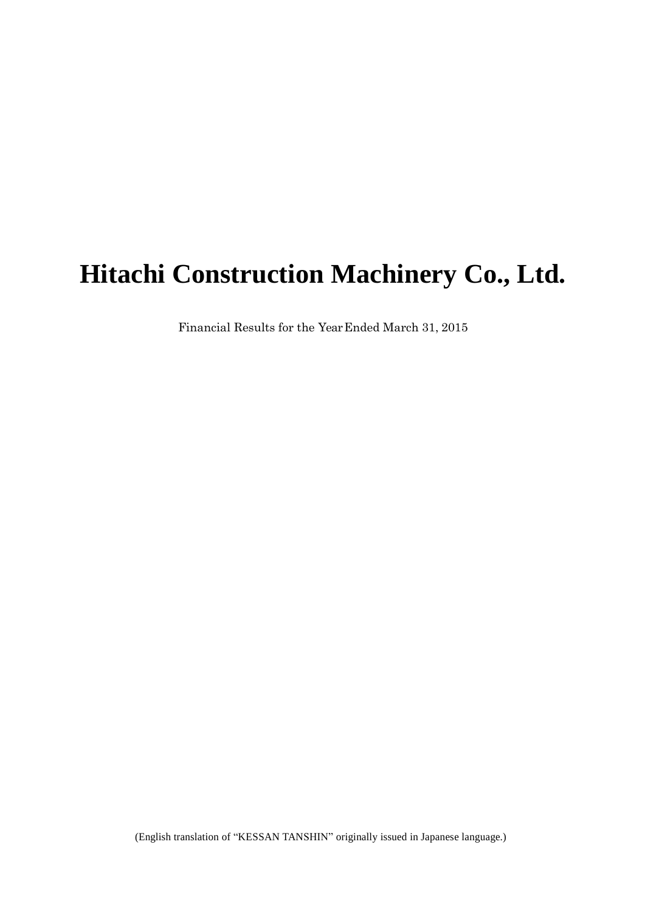# Hitachi Construction Machinery Co., Ltd.

Financial Results for the Year Ended March 31, 2015

(English translation of "KESSAN TANSHIN" originally issued in Japanese language.)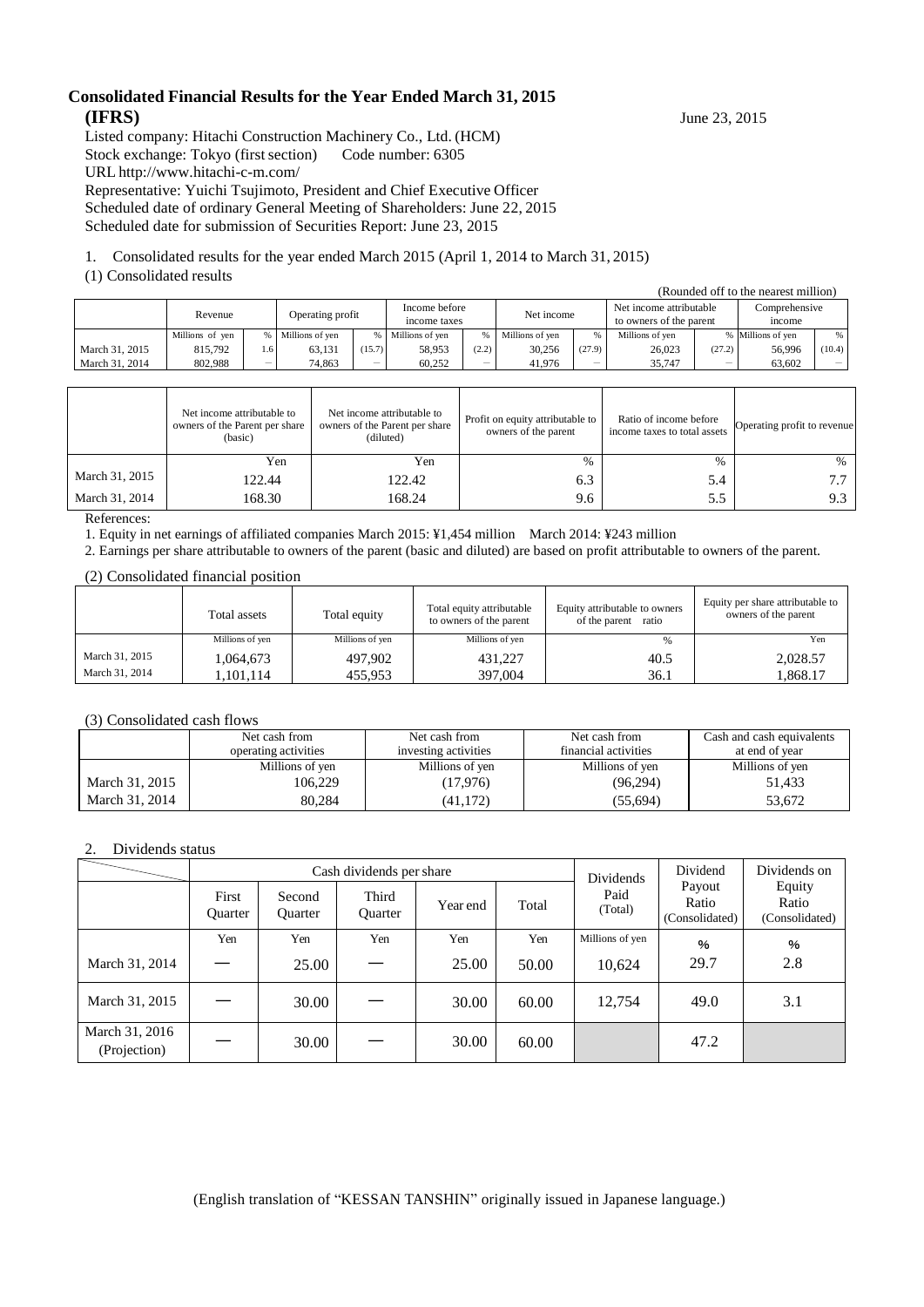# Consolidated Financial Results for the Year Ended March 31, 2015

**(IFRS)** June 23, 2015

Listed company: Hitachi Construction Machinery Co., Ltd. (HCM)
Stock exchange: Tokyo (first section) Code number: 6305
URL http://www.hitachi-c-m.com/
Representative: Yuichi Tsujimoto, President and Chief Executive Officer
Scheduled date of ordinary General Meeting of Shareholders: June 22, 2015
Scheduled date for submission of Securities Report: June 23, 2015

1. Consolidated results for the year ended March 2015 (April 1, 2014 to March 31, 2015)

(1) Consolidated results

(Rounded off to the nearest million)

| | Revenue | | Operating profit | | Income before income taxes | | Net income | | Net income attributable to owners of the parent | | Comprehensive income | |
|---|---|---|---|---|---|---|---|---|---|---|---|---|
| | Millions of yen | % | Millions of yen | % | Millions of yen | % | Millions of yen | % | Millions of yen | % | Millions of yen | % |
| March 31, 2015 | 815,792 | 1.6 | 63,131 | (15.7) | 58,953 | (2.2) | 30,256 | (27.9) | 26,023 | (27.2) | 56,996 | (10.4) |
| March 31, 2014 | 802,988 | – | 74,863 | – | 60,252 | – | 41,976 | – | 35,747 | – | 63,602 | – |

| | Net income attributable to owners of the Parent per share (basic) | Net income attributable to owners of the Parent per share (diluted) | Profit on equity attributable to owners of the parent | Ratio of income before income taxes to total assets | Operating profit to revenue |
|---|---|---|---|---|---|
| | Yen | Yen | % | % | % |
| March 31, 2015 | 122.44 | 122.42 | 6.3 | 5.4 | 7.7 |
| March 31, 2014 | 168.30 | 168.24 | 9.6 | 5.5 | 9.3 |

References:

1. Equity in net earnings of affiliated companies March 2015: ¥1,454 million March 2014: ¥243 million
2. Earnings per share attributable to owners of the parent (basic and diluted) are based on profit attributable to owners of the parent.

(2) Consolidated financial position

| | Total assets | Total equity | Total equity attributable to owners of the parent | Equity attributable to owners of the parent ratio | Equity per share attributable to owners of the parent |
|---|---|---|---|---|---|
| | Millions of yen | Millions of yen | Millions of yen | % | Yen |
| March 31, 2015 | 1,064,673 | 497,902 | 431,227 | 40.5 | 2,028.57 |
| March 31, 2014 | 1,101,114 | 455,953 | 397,004 | 36.1 | 1,868.17 |

(3) Consolidated cash flows

| | Net cash from operating activities | Net cash from investing activities | Net cash from financial activities | Cash and cash equivalents at end of year |
|---|---|---|---|---|
| | Millions of yen | Millions of yen | Millions of yen | Millions of yen |
| March 31, 2015 | 106,229 | (17,976) | (96,294) | 51,433 |
| March 31, 2014 | 80,284 | (41,172) | (55,694) | 53,672 |

2. Dividends status

| | Cash dividends per share | | | | | Dividends Paid (Total) | Dividend Payout Ratio (Consolidated) | Dividends on Equity Ratio (Consolidated) |
|---|---|---|---|---|---|---|---|---|
| | First Quarter | Second Quarter | Third Quarter | Year end | Total | | | |
| | Yen | Yen | Yen | Yen | Yen | Millions of yen | % | % |
| March 31, 2014 | — | 25.00 | — | 25.00 | 50.00 | 10,624 | 29.7 | 2.8 |
| March 31, 2015 | — | 30.00 | — | 30.00 | 60.00 | 12,754 | 49.0 | 3.1 |
| March 31, 2016 (Projection) | — | 30.00 | — | 30.00 | 60.00 | | 47.2 | |

(English translation of "KESSAN TANSHIN" originally issued in Japanese language.)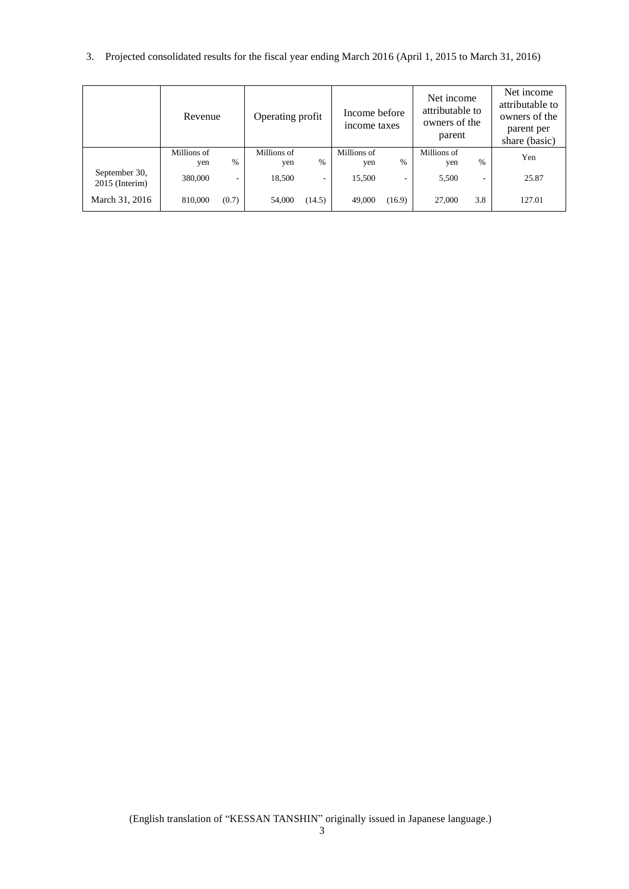3. Projected consolidated results for the fiscal year ending March 2016 (April 1, 2015 to March 31, 2016)

| | Revenue | | Operating profit | | Income before income taxes | | Net income attributable to owners of the parent | | Net income attributable to owners of the parent per share (basic) |
|---|---|---|---|---|---|---|---|---|---|
| | Millions of yen | % | Millions of yen | % | Millions of yen | % | Millions of yen | % | Yen |
| September 30, 2015 (Interim) | 380,000 | - | 18,500 | - | 15,500 | - | 5,500 | - | 25.87 |
| March 31, 2016 | 810,000 | (0.7) | 54,000 | (14.5) | 49,000 | (16.9) | 27,000 | 3.8 | 127.01 |

(English translation of "KESSAN TANSHIN" originally issued in Japanese language.)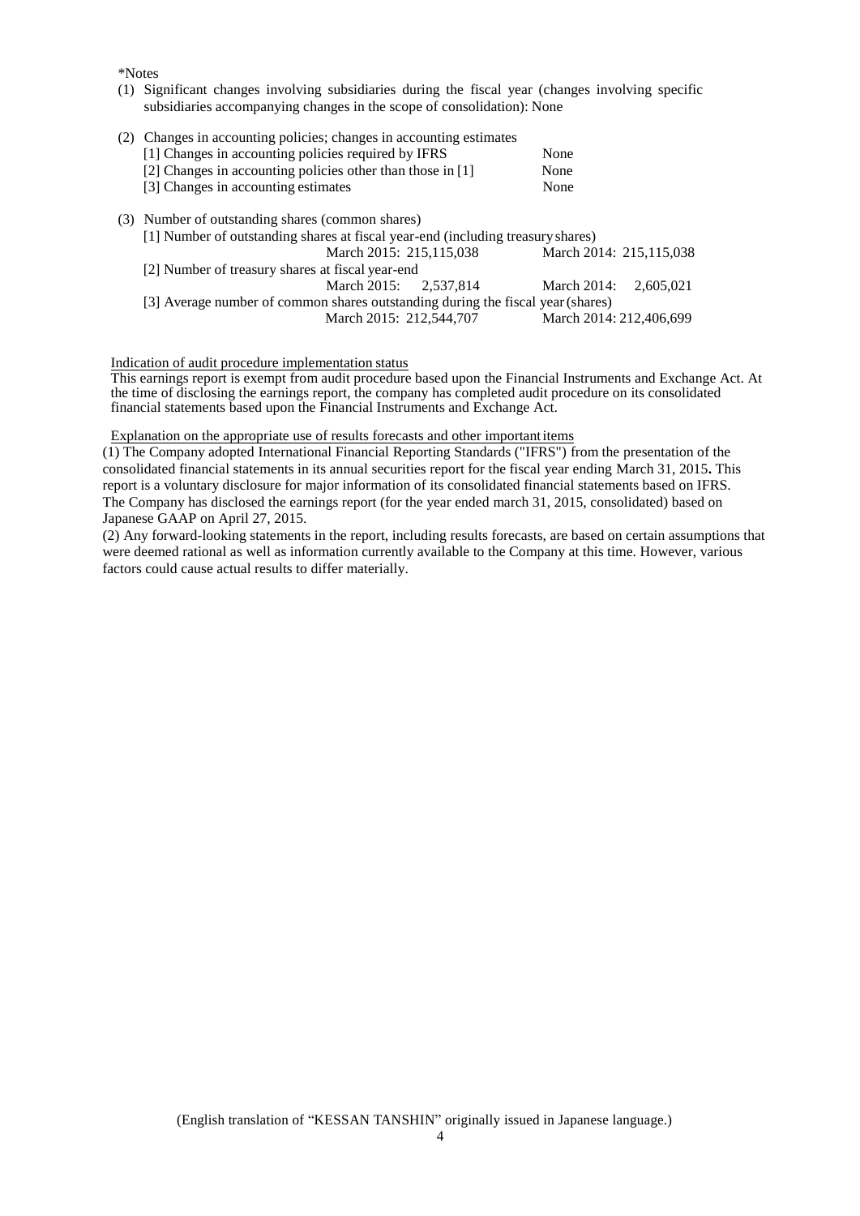*Notes

(1) Significant changes involving subsidiaries during the fiscal year (changes involving specific subsidiaries accompanying changes in the scope of consolidation): None

(2) Changes in accounting policies; changes in accounting estimates

| | |
|---|---|
| [1] Changes in accounting policies required by IFRS | None |
| [2] Changes in accounting policies other than those in [1] | None |
| [3] Changes in accounting estimates | None |

(3) Number of outstanding shares (common shares)

| | | |
|---|---|---|
| [1] Number of outstanding shares at fiscal year-end (including treasury shares) | | |
| | March 2015: 215,115,038 | March 2014: 215,115,038 |
| [2] Number of treasury shares at fiscal year-end | | |
| | March 2015: 2,537,814 | March 2014: 2,605,021 |
| [3] Average number of common shares outstanding during the fiscal year (shares) | | |
| | March 2015: 212,544,707 | March 2014: 212,406,699 |

Indication of audit procedure implementation status

This earnings report is exempt from audit procedure based upon the Financial Instruments and Exchange Act. At the time of disclosing the earnings report, the company has completed audit procedure on its consolidated financial statements based upon the Financial Instruments and Exchange Act.

Explanation on the appropriate use of results forecasts and other important items

(1) The Company adopted International Financial Reporting Standards ("IFRS") from the presentation of the consolidated financial statements in its annual securities report for the fiscal year ending March 31, 2015**.** This report is a voluntary disclosure for major information of its consolidated financial statements based on IFRS. The Company has disclosed the earnings report (for the year ended march 31, 2015, consolidated) based on Japanese GAAP on April 27, 2015.

(2) Any forward-looking statements in the report, including results forecasts, are based on certain assumptions that were deemed rational as well as information currently available to the Company at this time. However, various factors could cause actual results to differ materially.

(English translation of "KESSAN TANSHIN" originally issued in Japanese language.)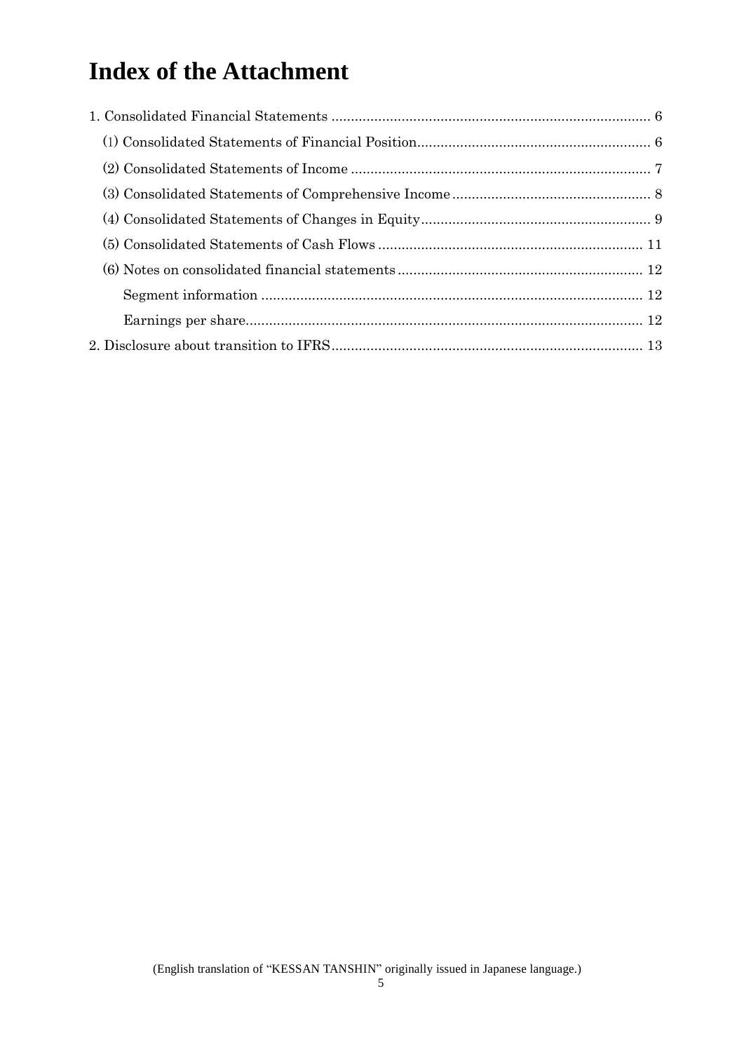# Index of the Attachment

1. Consolidated Financial Statements ........................................................................... 6
   - (1) Consolidated Statements of Financial Position ........................................................ 6
   - (2) Consolidated Statements of Income ...................................................................... 7
   - (3) Consolidated Statements of Comprehensive Income ............................................... 8
   - (4) Consolidated Statements of Changes in Equity ....................................................... 9
   - (5) Consolidated Statements of Cash Flows ................................................................ 11
   - (6) Notes on consolidated financial statements ........................................................... 12
     - Segment information ............................................................................................ 12
     - Earnings per share ............................................................................................... 12
2. Disclosure about transition to IFRS ............................................................................ 13

(English translation of "KESSAN TANSHIN" originally issued in Japanese language.)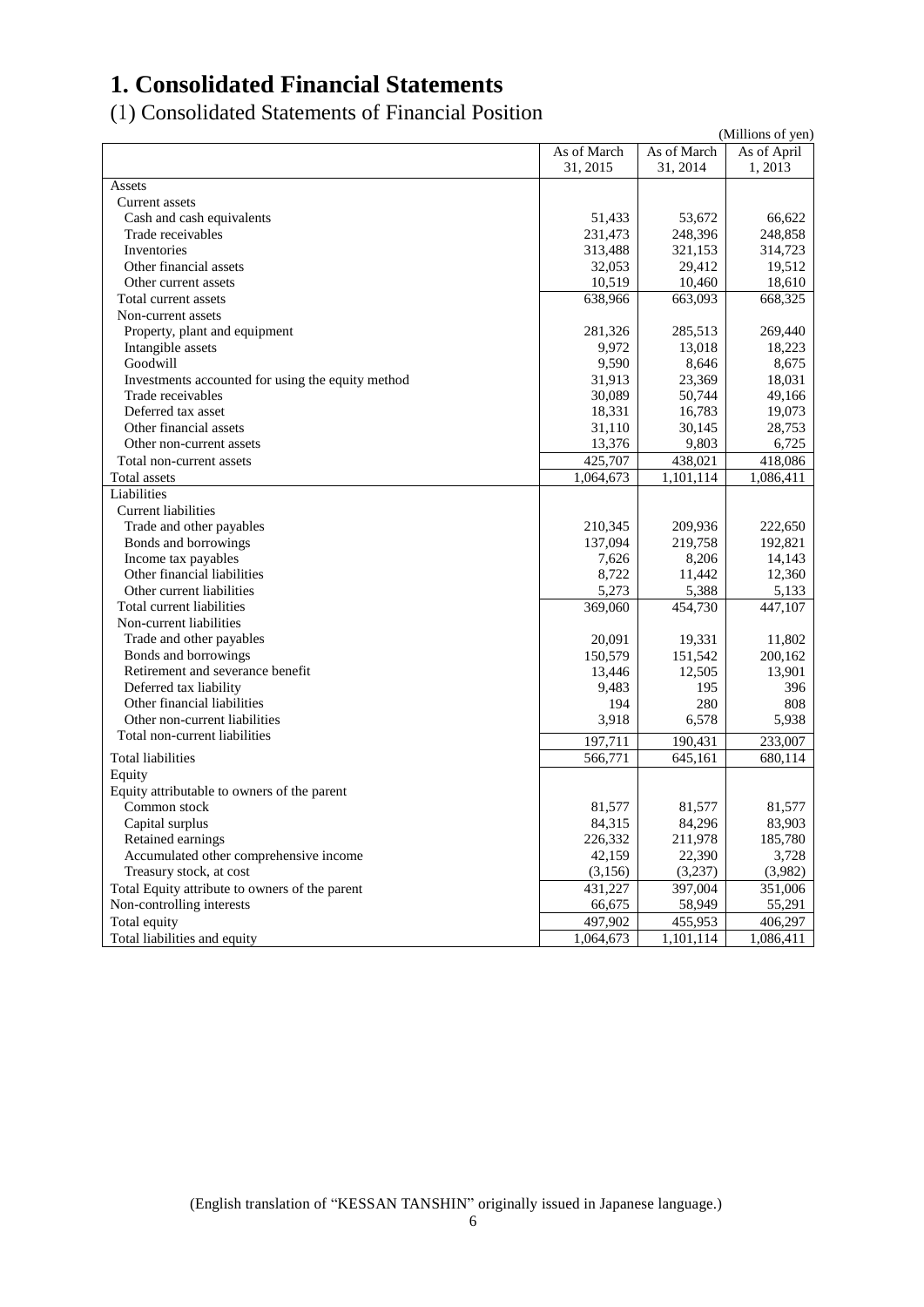# 1. Consolidated Financial Statements

## (1) Consolidated Statements of Financial Position

(Millions of yen)

| | As of March 31, 2015 | As of March 31, 2014 | As of April 1, 2013 |
|---|---|---|---|
| Assets | | | |
| Current assets | | | |
| Cash and cash equivalents | 51,433 | 53,672 | 66,622 |
| Trade receivables | 231,473 | 248,396 | 248,858 |
| Inventories | 313,488 | 321,153 | 314,723 |
| Other financial assets | 32,053 | 29,412 | 19,512 |
| Other current assets | 10,519 | 10,460 | 18,610 |
| Total current assets | 638,966 | 663,093 | 668,325 |
| Non-current assets | | | |
| Property, plant and equipment | 281,326 | 285,513 | 269,440 |
| Intangible assets | 9,972 | 13,018 | 18,223 |
| Goodwill | 9,590 | 8,646 | 8,675 |
| Investments accounted for using the equity method | 31,913 | 23,369 | 18,031 |
| Trade receivables | 30,089 | 50,744 | 49,166 |
| Deferred tax asset | 18,331 | 16,783 | 19,073 |
| Other financial assets | 31,110 | 30,145 | 28,753 |
| Other non-current assets | 13,376 | 9,803 | 6,725 |
| Total non-current assets | 425,707 | 438,021 | 418,086 |
| Total assets | 1,064,673 | 1,101,114 | 1,086,411 |
| Liabilities | | | |
| Current liabilities | | | |
| Trade and other payables | 210,345 | 209,936 | 222,650 |
| Bonds and borrowings | 137,094 | 219,758 | 192,821 |
| Income tax payables | 7,626 | 8,206 | 14,143 |
| Other financial liabilities | 8,722 | 11,442 | 12,360 |
| Other current liabilities | 5,273 | 5,388 | 5,133 |
| Total current liabilities | 369,060 | 454,730 | 447,107 |
| Non-current liabilities | | | |
| Trade and other payables | 20,091 | 19,331 | 11,802 |
| Bonds and borrowings | 150,579 | 151,542 | 200,162 |
| Retirement and severance benefit | 13,446 | 12,505 | 13,901 |
| Deferred tax liability | 9,483 | 195 | 396 |
| Other financial liabilities | 194 | 280 | 808 |
| Other non-current liabilities | 3,918 | 6,578 | 5,938 |
| Total non-current liabilities | 197,711 | 190,431 | 233,007 |
| Total liabilities | 566,771 | 645,161 | 680,114 |
| Equity | | | |
| Equity attributable to owners of the parent | | | |
| Common stock | 81,577 | 81,577 | 81,577 |
| Capital surplus | 84,315 | 84,296 | 83,903 |
| Retained earnings | 226,332 | 211,978 | 185,780 |
| Accumulated other comprehensive income | 42,159 | 22,390 | 3,728 |
| Treasury stock, at cost | (3,156) | (3,237) | (3,982) |
| Total Equity attribute to owners of the parent | 431,227 | 397,004 | 351,006 |
| Non-controlling interests | 66,675 | 58,949 | 55,291 |
| Total equity | 497,902 | 455,953 | 406,297 |
| Total liabilities and equity | 1,064,673 | 1,101,114 | 1,086,411 |

(English translation of "KESSAN TANSHIN" originally issued in Japanese language.)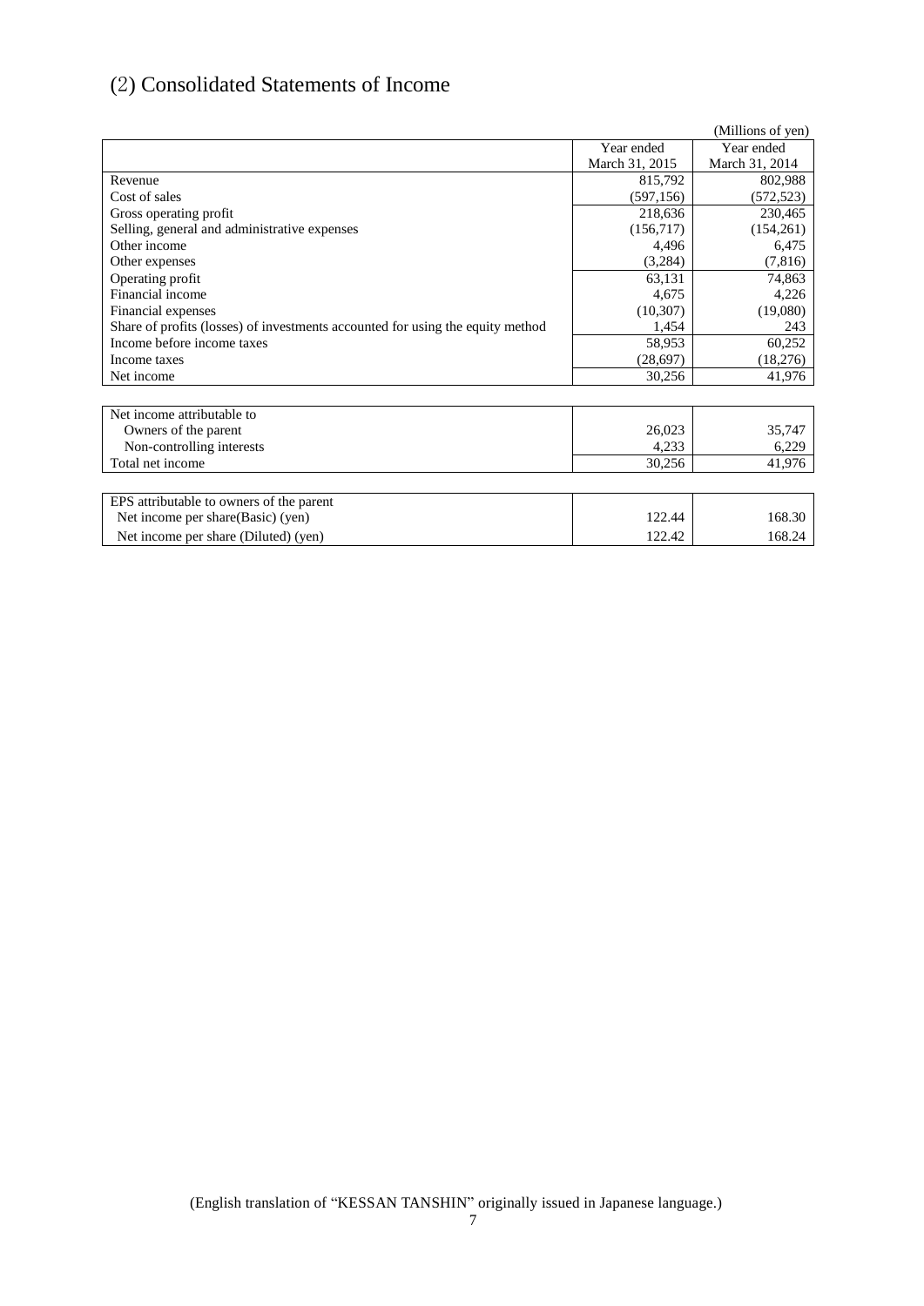## (2) Consolidated Statements of Income

(Millions of yen)

| | Year ended March 31, 2015 | Year ended March 31, 2014 |
|---|---|---|
| Revenue | 815,792 | 802,988 |
| Cost of sales | (597,156) | (572,523) |
| Gross operating profit | 218,636 | 230,465 |
| Selling, general and administrative expenses | (156,717) | (154,261) |
| Other income | 4,496 | 6,475 |
| Other expenses | (3,284) | (7,816) |
| Operating profit | 63,131 | 74,863 |
| Financial income | 4,675 | 4,226 |
| Financial expenses | (10,307) | (19,080) |
| Share of profits (losses) of investments accounted for using the equity method | 1,454 | 243 |
| Income before income taxes | 58,953 | 60,252 |
| Income taxes | (28,697) | (18,276) |
| Net income | 30,256 | 41,976 |

| | | |
|---|---|---|
| Net income attributable to | | |
| Owners of the parent | 26,023 | 35,747 |
| Non-controlling interests | 4,233 | 6,229 |
| Total net income | 30,256 | 41,976 |

| | | |
|---|---|---|
| EPS attributable to owners of the parent | | |
| Net income per share(Basic) (yen) | 122.44 | 168.30 |
| Net income per share (Diluted) (yen) | 122.42 | 168.24 |

(English translation of "KESSAN TANSHIN" originally issued in Japanese language.)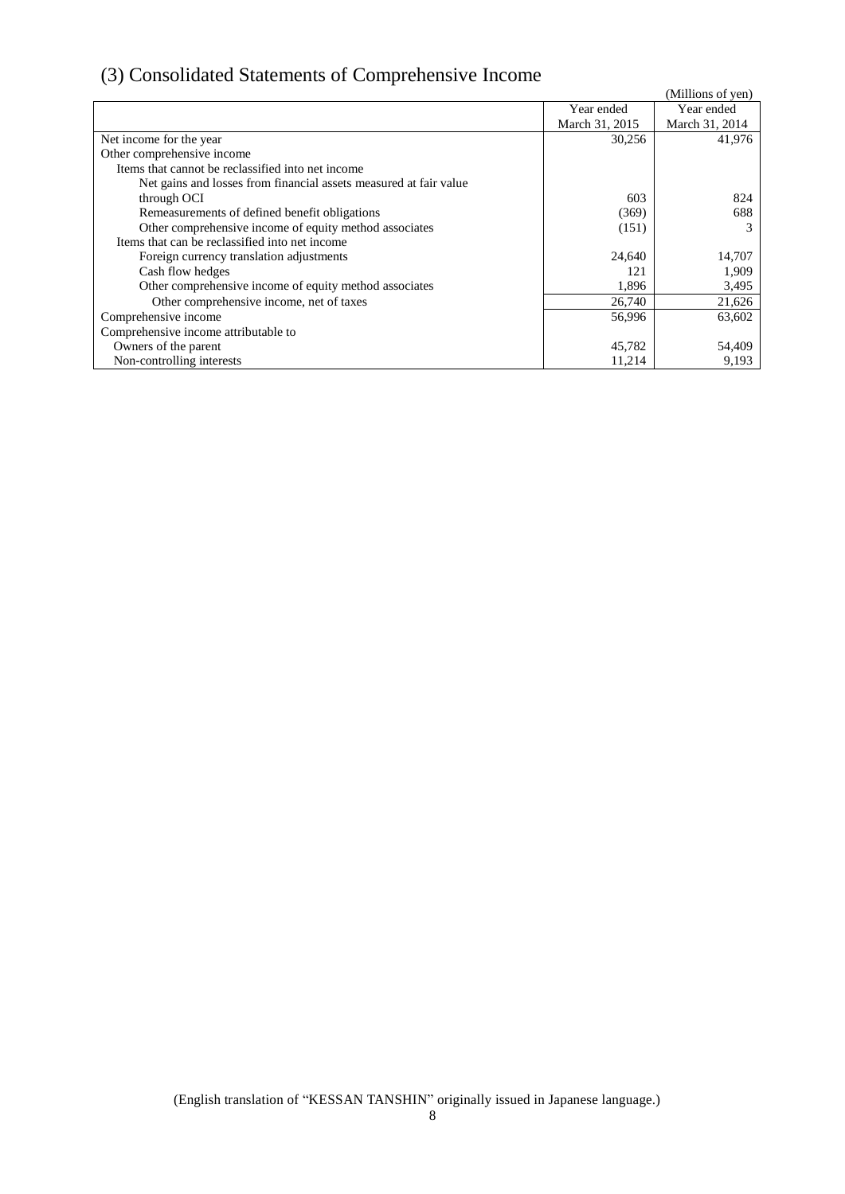## (3) Consolidated Statements of Comprehensive Income

(Millions of yen)

| | Year ended March 31, 2015 | Year ended March 31, 2014 |
|---|---|---|
| Net income for the year | 30,256 | 41,976 |
| Other comprehensive income | | |
| Items that cannot be reclassified into net income | | |
| Net gains and losses from financial assets measured at fair value through OCI | 603 | 824 |
| Remeasurements of defined benefit obligations | (369) | 688 |
| Other comprehensive income of equity method associates | (151) | 3 |
| Items that can be reclassified into net income | | |
| Foreign currency translation adjustments | 24,640 | 14,707 |
| Cash flow hedges | 121 | 1,909 |
| Other comprehensive income of equity method associates | 1,896 | 3,495 |
| Other comprehensive income, net of taxes | 26,740 | 21,626 |
| Comprehensive income | 56,996 | 63,602 |
| Comprehensive income attributable to | | |
| Owners of the parent | 45,782 | 54,409 |
| Non-controlling interests | 11,214 | 9,193 |

(English translation of "KESSAN TANSHIN" originally issued in Japanese language.)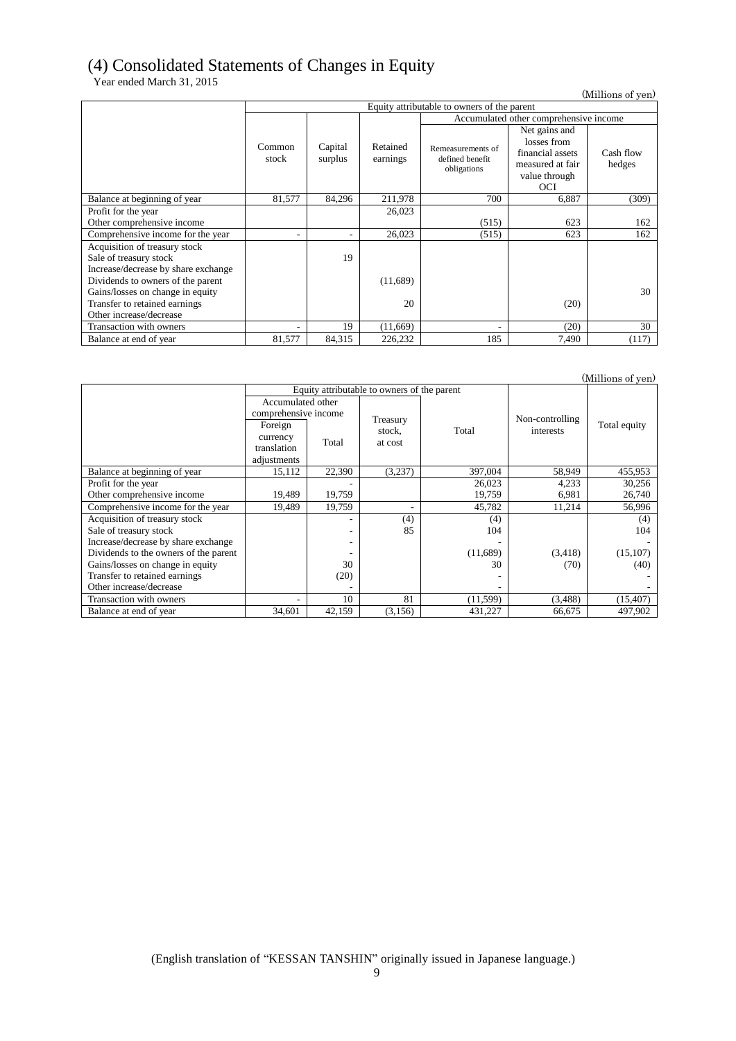# (4) Consolidated Statements of Changes in Equity

Year ended March 31, 2015

(Millions of yen)

| | Equity attributable to owners of the parent | | | | | |
|---|---|---|---|---|---|---|
| | | | | Accumulated other comprehensive income | | |
| | Common stock | Capital surplus | Retained earnings | Remeasurements of defined benefit obligations | Net gains and losses from financial assets measured at fair value through OCI | Cash flow hedges |
| Balance at beginning of year | 81,577 | 84,296 | 211,978 | 700 | 6,887 | (309) |
| Profit for the year | | | 26,023 | | | |
| Other comprehensive income | | | | (515) | 623 | 162 |
| Comprehensive income for the year | - | - | 26,023 | (515) | 623 | 162 |
| Acquisition of treasury stock | | | | | | |
| Sale of treasury stock | | 19 | | | | |
| Increase/decrease by share exchange | | | | | | |
| Dividends to owners of the parent | | | (11,689) | | | |
| Gains/losses on change in equity | | | | | | 30 |
| Transfer to retained earnings | | | 20 | | (20) | |
| Other increase/decrease | | | | | | |
| Transaction with owners | - | 19 | (11,669) | - | (20) | 30 |
| Balance at end of year | 81,577 | 84,315 | 226,232 | 185 | 7,490 | (117) |

(Millions of yen)

| | Equity attributable to owners of the parent | | | | | |
|---|---|---|---|---|---|---|
| | Accumulated other comprehensive income | | | | | |
| | Foreign currency translation adjustments | Total | Treasury stock, at cost | Total | Non-controlling interests | Total equity |
| Balance at beginning of year | 15,112 | 22,390 | (3,237) | 397,004 | 58,949 | 455,953 |
| Profit for the year | | - | | 26,023 | 4,233 | 30,256 |
| Other comprehensive income | 19,489 | 19,759 | | 19,759 | 6,981 | 26,740 |
| Comprehensive income for the year | 19,489 | 19,759 | - | 45,782 | 11,214 | 56,996 |
| Acquisition of treasury stock | | - | (4) | (4) | | (4) |
| Sale of treasury stock | | - | 85 | 104 | | 104 |
| Increase/decrease by share exchange | | - | | - | | - |
| Dividends to the owners of the parent | | - | | (11,689) | (3,418) | (15,107) |
| Gains/losses on change in equity | | 30 | | 30 | (70) | (40) |
| Transfer to retained earnings | | (20) | | - | | - |
| Other increase/decrease | | - | | - | | - |
| Transaction with owners | - | 10 | 81 | (11,599) | (3,488) | (15,407) |
| Balance at end of year | 34,601 | 42,159 | (3,156) | 431,227 | 66,675 | 497,902 |

(English translation of "KESSAN TANSHIN" originally issued in Japanese language.)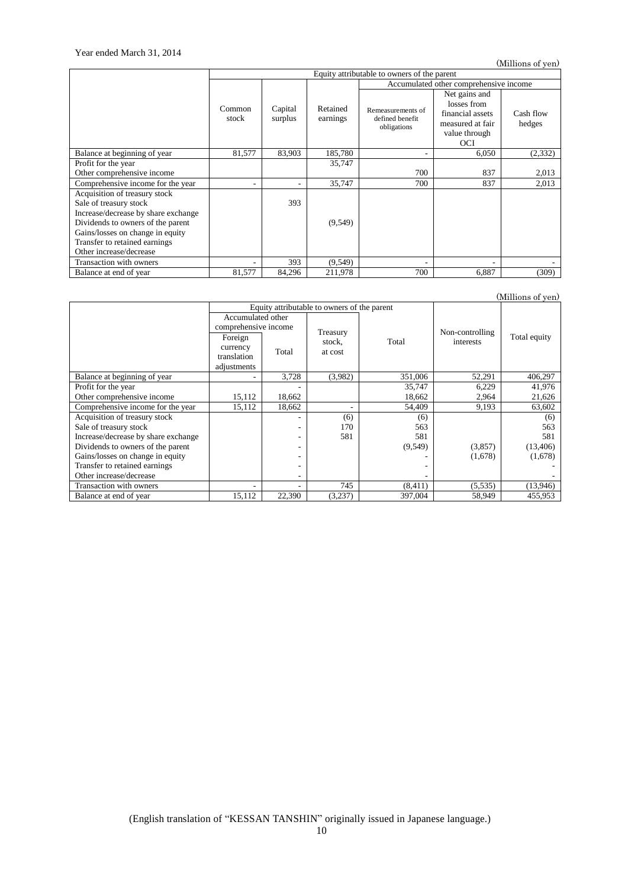Year ended March 31, 2014

(Millions of yen)

| | Equity attributable to owners of the parent | | | | | |
|---|---|---|---|---|---|---|
| | | | | Accumulated other comprehensive income | | |
| | Common stock | Capital surplus | Retained earnings | Remeasurements of defined benefit obligations | Net gains and losses from financial assets measured at fair value through OCI | Cash flow hedges |
| Balance at beginning of year | 81,577 | 83,903 | 185,780 | - | 6,050 | (2,332) |
| Profit for the year | | | 35,747 | | | |
| Other comprehensive income | | | | 700 | 837 | 2,013 |
| Comprehensive income for the year | - | - | 35,747 | 700 | 837 | 2,013 |
| Acquisition of treasury stock | | | | | | |
| Sale of treasury stock | | 393 | | | | |
| Increase/decrease by share exchange | | | | | | |
| Dividends to owners of the parent | | | (9,549) | | | |
| Gains/losses on change in equity | | | | | | |
| Transfer to retained earnings | | | | | | |
| Other increase/decrease | | | | | | |
| Transaction with owners | - | 393 | (9,549) | - | - | - |
| Balance at end of year | 81,577 | 84,296 | 211,978 | 700 | 6,887 | (309) |

(Millions of yen)

| | Equity attributable to owners of the parent | | | | | |
|---|---|---|---|---|---|---|
| | Accumulated other comprehensive income | | | | | |
| | Foreign currency translation adjustments | Total | Treasury stock, at cost | Total | Non-controlling interests | Total equity |
| Balance at beginning of year | - | 3,728 | (3,982) | 351,006 | 52,291 | 406,297 |
| Profit for the year | | - | | 35,747 | 6,229 | 41,976 |
| Other comprehensive income | 15,112 | 18,662 | | 18,662 | 2,964 | 21,626 |
| Comprehensive income for the year | 15,112 | 18,662 | - | 54,409 | 9,193 | 63,602 |
| Acquisition of treasury stock | | - | (6) | (6) | | (6) |
| Sale of treasury stock | | - | 170 | 563 | | 563 |
| Increase/decrease by share exchange | | - | 581 | 581 | | 581 |
| Dividends to owners of the parent | | - | | (9,549) | (3,857) | (13,406) |
| Gains/losses on change in equity | | - | | - | (1,678) | (1,678) |
| Transfer to retained earnings | | - | | - | | - |
| Other increase/decrease | | - | | - | | - |
| Transaction with owners | - | - | 745 | (8,411) | (5,535) | (13,946) |
| Balance at end of year | 15,112 | 22,390 | (3,237) | 397,004 | 58,949 | 455,953 |

(English translation of "KESSAN TANSHIN" originally issued in Japanese language.)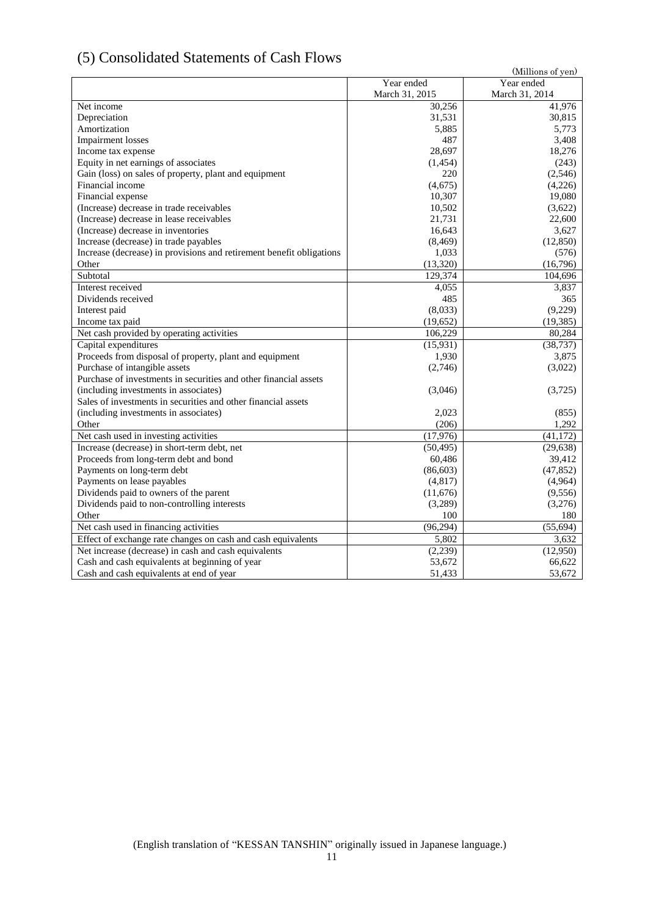# (5) Consolidated Statements of Cash Flows

(Millions of yen)

| | Year ended March 31, 2015 | Year ended March 31, 2014 |
|---|---|---|
| Net income | 30,256 | 41,976 |
| Depreciation | 31,531 | 30,815 |
| Amortization | 5,885 | 5,773 |
| Impairment losses | 487 | 3,408 |
| Income tax expense | 28,697 | 18,276 |
| Equity in net earnings of associates | (1,454) | (243) |
| Gain (loss) on sales of property, plant and equipment | 220 | (2,546) |
| Financial income | (4,675) | (4,226) |
| Financial expense | 10,307 | 19,080 |
| (Increase) decrease in trade receivables | 10,502 | (3,622) |
| (Increase) decrease in lease receivables | 21,731 | 22,600 |
| (Increase) decrease in inventories | 16,643 | 3,627 |
| Increase (decrease) in trade payables | (8,469) | (12,850) |
| Increase (decrease) in provisions and retirement benefit obligations | 1,033 | (576) |
| Other | (13,320) | (16,796) |
| Subtotal | 129,374 | 104,696 |
| Interest received | 4,055 | 3,837 |
| Dividends received | 485 | 365 |
| Interest paid | (8,033) | (9,229) |
| Income tax paid | (19,652) | (19,385) |
| Net cash provided by operating activities | 106,229 | 80,284 |
| Capital expenditures | (15,931) | (38,737) |
| Proceeds from disposal of property, plant and equipment | 1,930 | 3,875 |
| Purchase of intangible assets | (2,746) | (3,022) |
| Purchase of investments in securities and other financial assets (including investments in associates) | (3,046) | (3,725) |
| Sales of investments in securities and other financial assets (including investments in associates) | 2,023 | (855) |
| Other | (206) | 1,292 |
| Net cash used in investing activities | (17,976) | (41,172) |
| Increase (decrease) in short-term debt, net | (50,495) | (29,638) |
| Proceeds from long-term debt and bond | 60,486 | 39,412 |
| Payments on long-term debt | (86,603) | (47,852) |
| Payments on lease payables | (4,817) | (4,964) |
| Dividends paid to owners of the parent | (11,676) | (9,556) |
| Dividends paid to non-controlling interests | (3,289) | (3,276) |
| Other | 100 | 180 |
| Net cash used in financing activities | (96,294) | (55,694) |
| Effect of exchange rate changes on cash and cash equivalents | 5,802 | 3,632 |
| Net increase (decrease) in cash and cash equivalents | (2,239) | (12,950) |
| Cash and cash equivalents at beginning of year | 53,672 | 66,622 |
| Cash and cash equivalents at end of year | 51,433 | 53,672 |

(English translation of "KESSAN TANSHIN" originally issued in Japanese language.)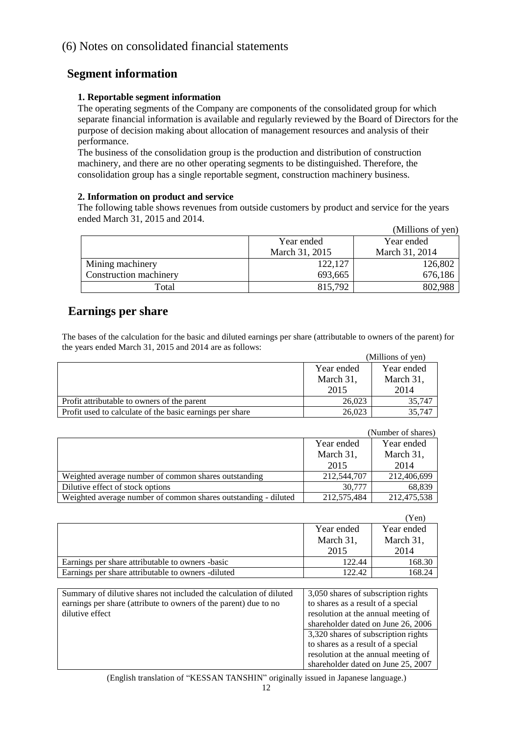# (6) Notes on consolidated financial statements

## Segment information

### 1. Reportable segment information

The operating segments of the Company are components of the consolidated group for which separate financial information is available and regularly reviewed by the Board of Directors for the purpose of decision making about allocation of management resources and analysis of their performance.

The business of the consolidation group is the production and distribution of construction machinery, and there are no other operating segments to be distinguished. Therefore, the consolidation group has a single reportable segment, construction machinery business.

### 2. Information on product and service

The following table shows revenues from outside customers by product and service for the years ended March 31, 2015 and 2014.

(Millions of yen)

| | Year ended March 31, 2015 | Year ended March 31, 2014 |
|---|---|---|
| Mining machinery | 122,127 | 126,802 |
| Construction machinery | 693,665 | 676,186 |
| Total | 815,792 | 802,988 |

## Earnings per share

The bases of the calculation for the basic and diluted earnings per share (attributable to owners of the parent) for the years ended March 31, 2015 and 2014 are as follows:

(Millions of yen)

| | Year ended March 31, 2015 | Year ended March 31, 2014 |
|---|---|---|
| Profit attributable to owners of the parent | 26,023 | 35,747 |
| Profit used to calculate of the basic earnings per share | 26,023 | 35,747 |

(Number of shares)

| | Year ended March 31, 2015 | Year ended March 31, 2014 |
|---|---|---|
| Weighted average number of common shares outstanding | 212,544,707 | 212,406,699 |
| Dilutive effect of stock options | 30,777 | 68,839 |
| Weighted average number of common shares outstanding - diluted | 212,575,484 | 212,475,538 |

(Yen)

| | Year ended March 31, 2015 | Year ended March 31, 2014 |
|---|---|---|
| Earnings per share attributable to owners -basic | 122.44 | 168.30 |
| Earnings per share attributable to owners -diluted | 122.42 | 168.24 |

| | |
|---|---|
| Summary of dilutive shares not included the calculation of diluted earnings per share (attribute to owners of the parent) due to no dilutive effect | 3,050 shares of subscription rights to shares as a result of a special resolution at the annual meeting of shareholder dated on June 26, 2006 |
| | 3,320 shares of subscription rights to shares as a result of a special resolution at the annual meeting of shareholder dated on June 25, 2007 |

(English translation of "KESSAN TANSHIN" originally issued in Japanese language.)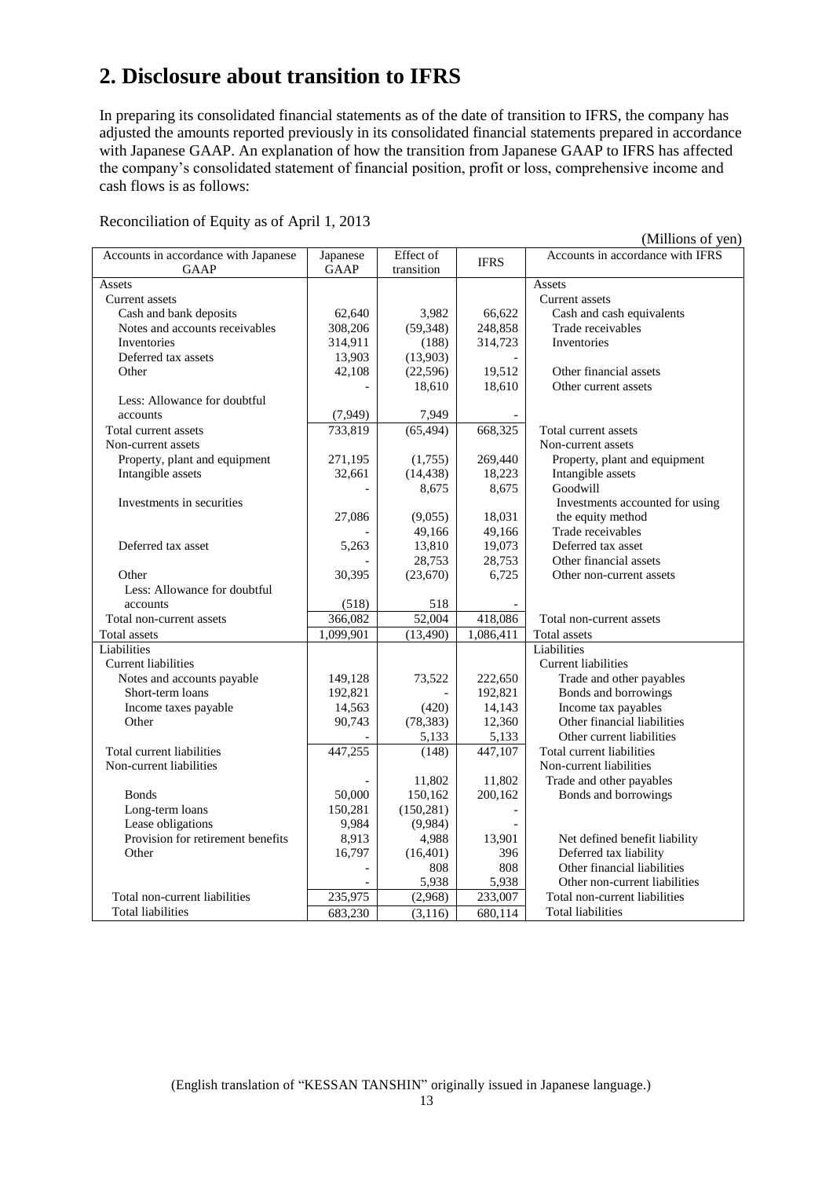# 2. Disclosure about transition to IFRS

In preparing its consolidated financial statements as of the date of transition to IFRS, the company has adjusted the amounts reported previously in its consolidated financial statements prepared in accordance with Japanese GAAP. An explanation of how the transition from Japanese GAAP to IFRS has affected the company's consolidated statement of financial position, profit or loss, comprehensive income and cash flows is as follows:

Reconciliation of Equity as of April 1, 2013

(Millions of yen)

| Accounts in accordance with Japanese GAAP | Japanese GAAP | Effect of transition | IFRS | Accounts in accordance with IFRS |
|---|---|---|---|---|
| Assets | | | | Assets |
| Current assets | | | | Current assets |
| Cash and bank deposits | 62,640 | 3,982 | 66,622 | Cash and cash equivalents |
| Notes and accounts receivables | 308,206 | (59,348) | 248,858 | Trade receivables |
| Inventories | 314,911 | (188) | 314,723 | Inventories |
| Deferred tax assets | 13,903 | (13,903) | - | |
| Other | 42,108 | (22,596) | 19,512 | Other financial assets |
| | - | 18,610 | 18,610 | Other current assets |
| Less: Allowance for doubtful accounts | (7,949) | 7,949 | - | |
| Total current assets | 733,819 | (65,494) | 668,325 | Total current assets |
| Non-current assets | | | | Non-current assets |
| Property, plant and equipment | 271,195 | (1,755) | 269,440 | Property, plant and equipment |
| Intangible assets | 32,661 | (14,438) | 18,223 | Intangible assets |
| | - | 8,675 | 8,675 | Goodwill |
| Investments in securities | 27,086 | (9,055) | 18,031 | Investments accounted for using the equity method |
| | - | 49,166 | 49,166 | Trade receivables |
| Deferred tax asset | 5,263 | 13,810 | 19,073 | Deferred tax asset |
| | - | 28,753 | 28,753 | Other financial assets |
| Other | 30,395 | (23,670) | 6,725 | Other non-current assets |
| Less: Allowance for doubtful accounts | (518) | 518 | - | |
| Total non-current assets | 366,082 | 52,004 | 418,086 | Total non-current assets |
| Total assets | 1,099,901 | (13,490) | 1,086,411 | Total assets |
| Liabilities | | | | Liabilities |
| Current liabilities | | | | Current liabilities |
| Notes and accounts payable | 149,128 | 73,522 | 222,650 | Trade and other payables |
| Short-term loans | 192,821 | - | 192,821 | Bonds and borrowings |
| Income taxes payable | 14,563 | (420) | 14,143 | Income tax payables |
| Other | 90,743 | (78,383) | 12,360 | Other financial liabilities |
| | - | 5,133 | 5,133 | Other current liabilities |
| Total current liabilities | 447,255 | (148) | 447,107 | Total current liabilities |
| Non-current liabilities | | | | Non-current liabilities |
| | - | 11,802 | 11,802 | Trade and other payables |
| Bonds | 50,000 | 150,162 | 200,162 | Bonds and borrowings |
| Long-term loans | 150,281 | (150,281) | - | |
| Lease obligations | 9,984 | (9,984) | - | |
| Provision for retirement benefits | 8,913 | 4,988 | 13,901 | Net defined benefit liability |
| Other | 16,797 | (16,401) | 396 | Deferred tax liability |
| | - | 808 | 808 | Other financial liabilities |
| | - | 5,938 | 5,938 | Other non-current liabilities |
| Total non-current liabilities | 235,975 | (2,968) | 233,007 | Total non-current liabilities |
| Total liabilities | 683,230 | (3,116) | 680,114 | Total liabilities |

(English translation of "KESSAN TANSHIN" originally issued in Japanese language.)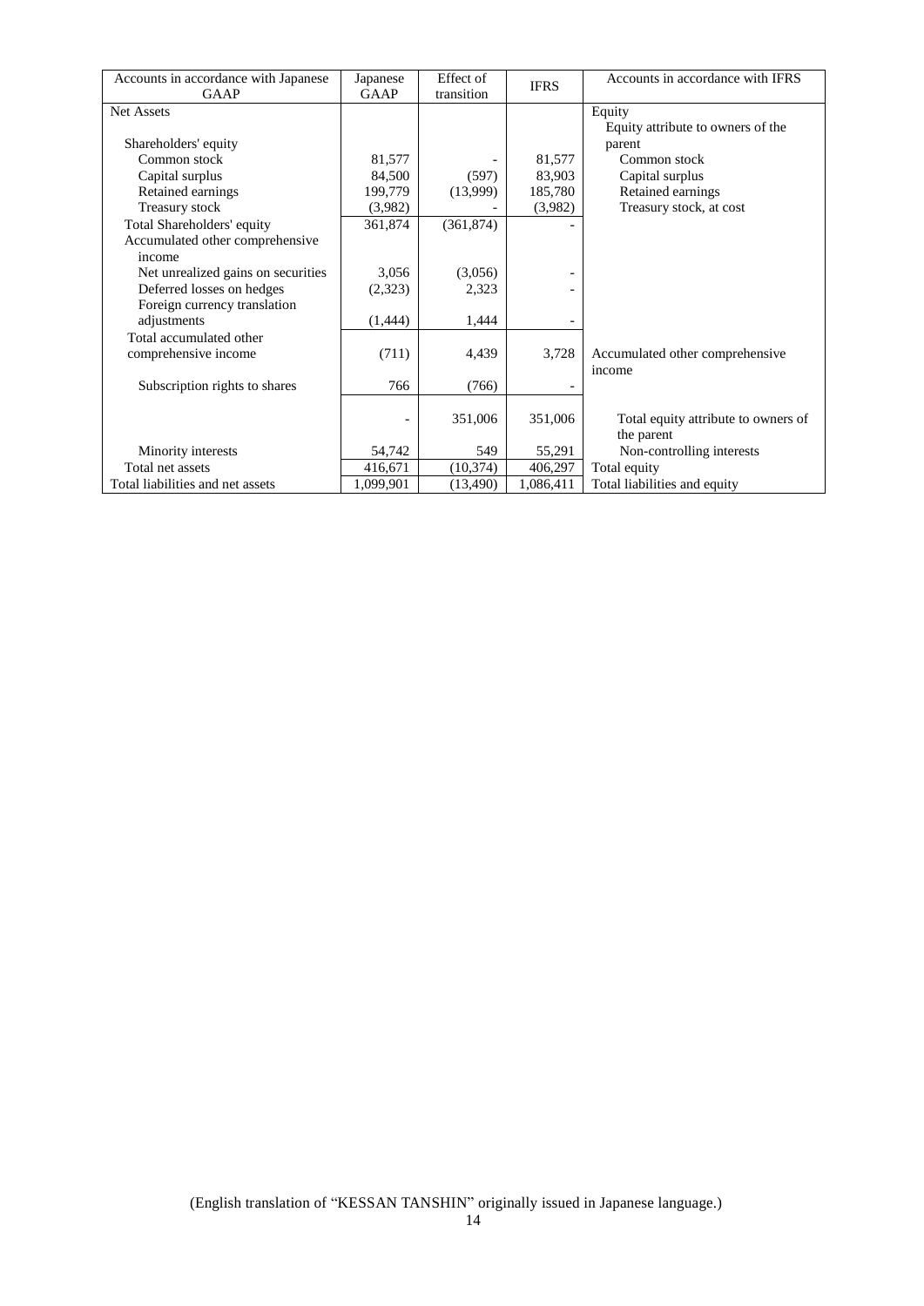| Accounts in accordance with Japanese GAAP | Japanese GAAP | Effect of transition | IFRS | Accounts in accordance with IFRS |
|---|---|---|---|---|
| Net Assets | | | | Equity |
| | | | | Equity attribute to owners of the parent |
| Shareholders' equity | | | | |
| Common stock | 81,577 | - | 81,577 | Common stock |
| Capital surplus | 84,500 | (597) | 83,903 | Capital surplus |
| Retained earnings | 199,779 | (13,999) | 185,780 | Retained earnings |
| Treasury stock | (3,982) | - | (3,982) | Treasury stock, at cost |
| Total Shareholders' equity | 361,874 | (361,874) | - | |
| Accumulated other comprehensive income | | | | |
| Net unrealized gains on securities | 3,056 | (3,056) | - | |
| Deferred losses on hedges | (2,323) | 2,323 | - | |
| Foreign currency translation adjustments | (1,444) | 1,444 | - | |
| Total accumulated other comprehensive income | (711) | 4,439 | 3,728 | Accumulated other comprehensive income |
| Subscription rights to shares | 766 | (766) | - | |
| | - | 351,006 | 351,006 | Total equity attribute to owners of the parent |
| Minority interests | 54,742 | 549 | 55,291 | Non-controlling interests |
| Total net assets | 416,671 | (10,374) | 406,297 | Total equity |
| Total liabilities and net assets | 1,099,901 | (13,490) | 1,086,411 | Total liabilities and equity |

(English translation of "KESSAN TANSHIN" originally issued in Japanese language.)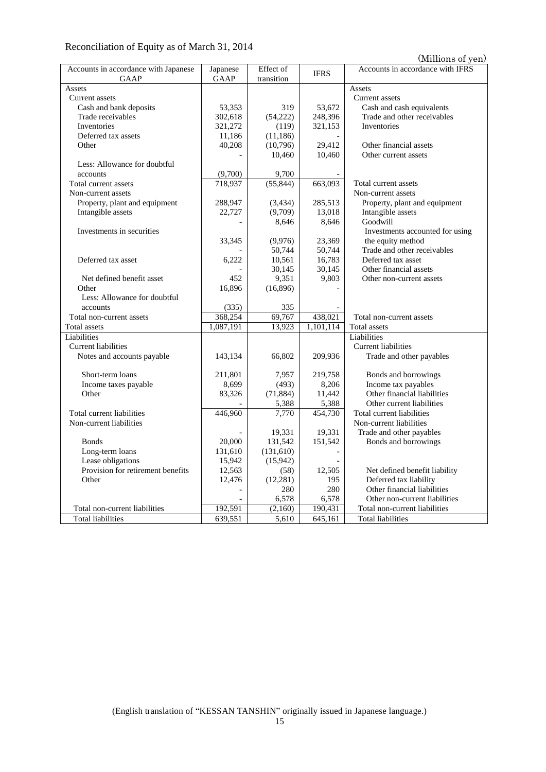Reconciliation of Equity as of March 31, 2014

(Millions of yen)

| Accounts in accordance with Japanese GAAP | Japanese GAAP | Effect of transition | IFRS | Accounts in accordance with IFRS |
|---|---|---|---|---|
| Assets | | | | Assets |
| Current assets | | | | Current assets |
| Cash and bank deposits | 53,353 | 319 | 53,672 | Cash and cash equivalents |
| Trade receivables | 302,618 | (54,222) | 248,396 | Trade and other receivables |
| Inventories | 321,272 | (119) | 321,153 | Inventories |
| Deferred tax assets | 11,186 | (11,186) | - | |
| Other | 40,208 | (10,796) | 29,412 | Other financial assets |
| | - | 10,460 | 10,460 | Other current assets |
| Less: Allowance for doubtful accounts | (9,700) | 9,700 | - | |
| Total current assets | 718,937 | (55,844) | 663,093 | Total current assets |
| Non-current assets | | | | Non-current assets |
| Property, plant and equipment | 288,947 | (3,434) | 285,513 | Property, plant and equipment |
| Intangible assets | 22,727 | (9,709) | 13,018 | Intangible assets |
| | - | 8,646 | 8,646 | Goodwill |
| Investments in securities | 33,345 | (9,976) | 23,369 | Investments accounted for using the equity method |
| | - | 50,744 | 50,744 | Trade and other receivables |
| Deferred tax asset | 6,222 | 10,561 | 16,783 | Deferred tax asset |
| | - | 30,145 | 30,145 | Other financial assets |
| Net defined benefit asset | 452 | 9,351 | 9,803 | Other non-current assets |
| Other | 16,896 | (16,896) | - | |
| Less: Allowance for doubtful accounts | (335) | 335 | - | |
| Total non-current assets | 368,254 | 69,767 | 438,021 | Total non-current assets |
| Total assets | 1,087,191 | 13,923 | 1,101,114 | Total assets |
| Liabilities | | | | Liabilities |
| Current liabilities | | | | Current liabilities |
| Notes and accounts payable | 143,134 | 66,802 | 209,936 | Trade and other payables |
| Short-term loans | 211,801 | 7,957 | 219,758 | Bonds and borrowings |
| Income taxes payable | 8,699 | (493) | 8,206 | Income tax payables |
| Other | 83,326 | (71,884) | 11,442 | Other financial liabilities |
| | - | 5,388 | 5,388 | Other current liabilities |
| Total current liabilities | 446,960 | 7,770 | 454,730 | Total current liabilities |
| Non-current liabilities | | | | Non-current liabilities |
| | - | 19,331 | 19,331 | Trade and other payables |
| Bonds | 20,000 | 131,542 | 151,542 | Bonds and borrowings |
| Long-term loans | 131,610 | (131,610) | - | |
| Lease obligations | 15,942 | (15,942) | - | |
| Provision for retirement benefits | 12,563 | (58) | 12,505 | Net defined benefit liability |
| Other | 12,476 | (12,281) | 195 | Deferred tax liability |
| | - | 280 | 280 | Other financial liabilities |
| | - | 6,578 | 6,578 | Other non-current liabilities |
| Total non-current liabilities | 192,591 | (2,160) | 190,431 | Total non-current liabilities |
| Total liabilities | 639,551 | 5,610 | 645,161 | Total liabilities |

(English translation of "KESSAN TANSHIN" originally issued in Japanese language.)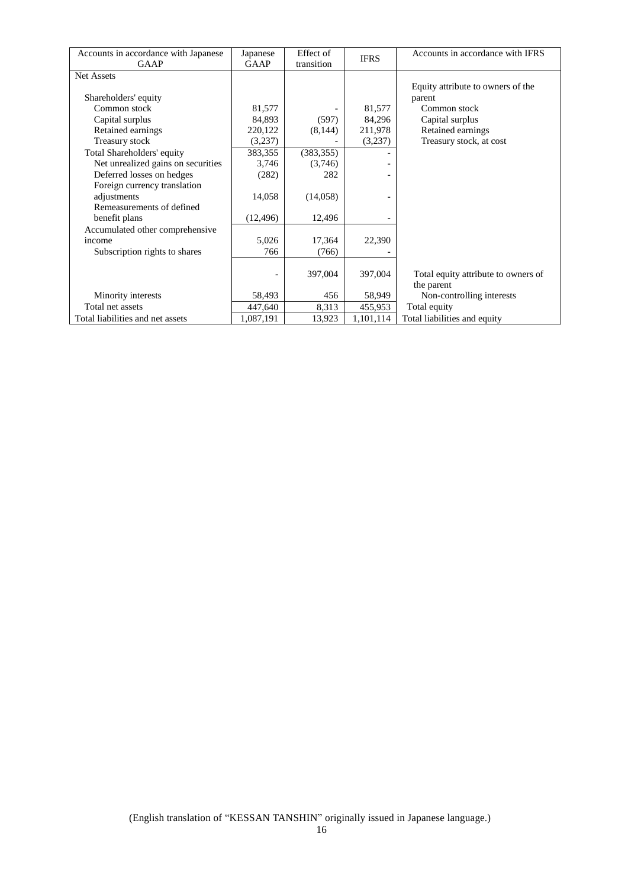| Accounts in accordance with Japanese GAAP | Japanese GAAP | Effect of transition | IFRS | Accounts in accordance with IFRS |
|---|---|---|---|---|
| Net Assets | | | | |
| Shareholders' equity | | | | Equity attribute to owners of the parent |
| Common stock | 81,577 | - | 81,577 | Common stock |
| Capital surplus | 84,893 | (597) | 84,296 | Capital surplus |
| Retained earnings | 220,122 | (8,144) | 211,978 | Retained earnings |
| Treasury stock | (3,237) | - | (3,237) | Treasury stock, at cost |
| Total Shareholders' equity | 383,355 | (383,355) | - | |
| Net unrealized gains on securities | 3,746 | (3,746) | - | |
| Deferred losses on hedges | (282) | 282 | - | |
| Foreign currency translation adjustments | 14,058 | (14,058) | - | |
| Remeasurements of defined benefit plans | (12,496) | 12,496 | - | |
| Accumulated other comprehensive income | 5,026 | 17,364 | 22,390 | |
| Subscription rights to shares | 766 | (766) | - | |
| | - | 397,004 | 397,004 | Total equity attribute to owners of the parent |
| Minority interests | 58,493 | 456 | 58,949 | Non-controlling interests |
| Total net assets | 447,640 | 8,313 | 455,953 | Total equity |
| Total liabilities and net assets | 1,087,191 | 13,923 | 1,101,114 | Total liabilities and equity |

(English translation of "KESSAN TANSHIN" originally issued in Japanese language.)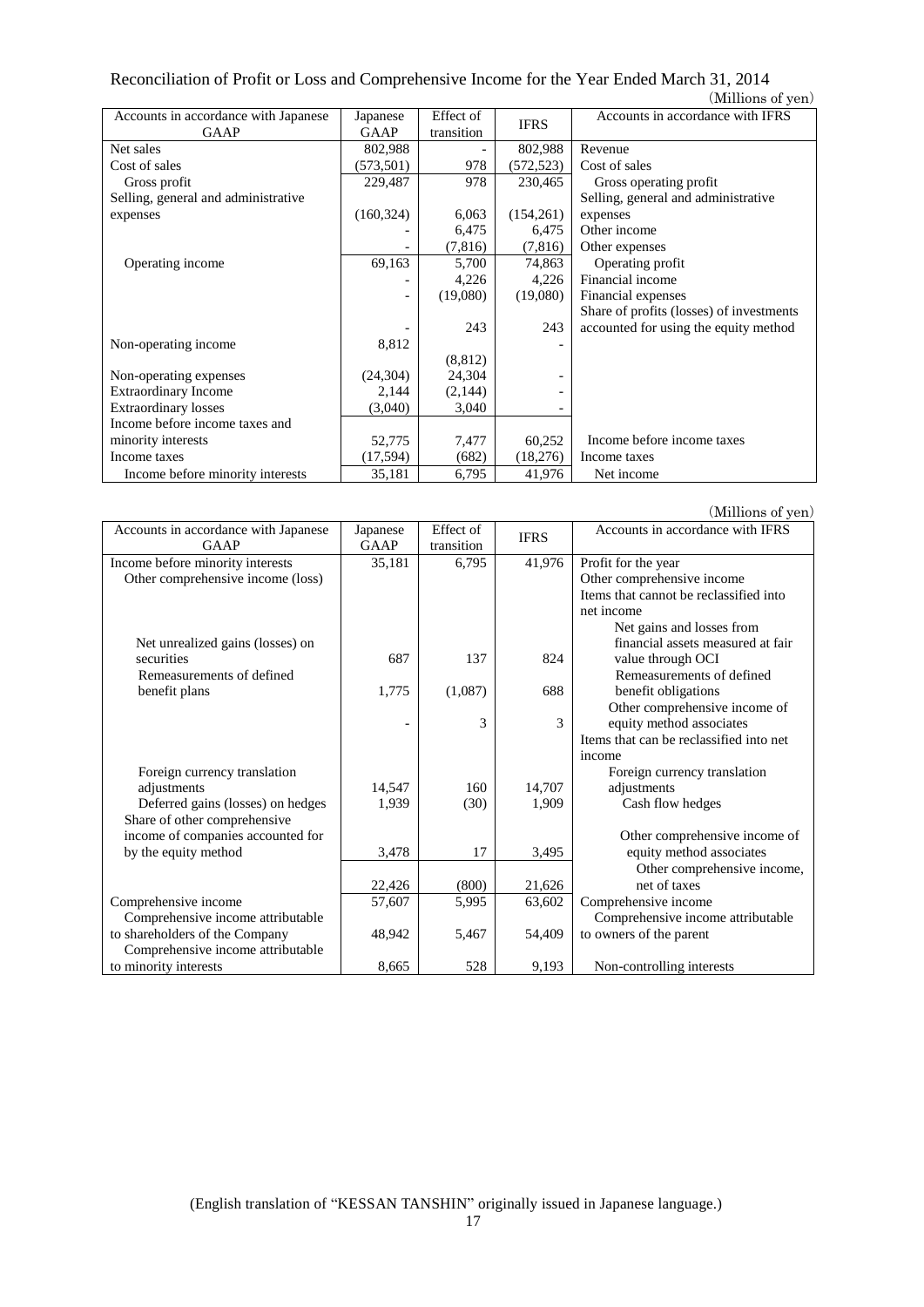## Reconciliation of Profit or Loss and Comprehensive Income for the Year Ended March 31, 2014

(Millions of yen)

| Accounts in accordance with Japanese GAAP | Japanese GAAP | Effect of transition | IFRS | Accounts in accordance with IFRS |
|---|---|---|---|---|
| Net sales | 802,988 | - | 802,988 | Revenue |
| Cost of sales | (573,501) | 978 | (572,523) | Cost of sales |
| Gross profit | 229,487 | 978 | 230,465 | Gross operating profit |
| Selling, general and administrative expenses | (160,324) | 6,063 | (154,261) | Selling, general and administrative expenses |
| | - | 6,475 | 6,475 | Other income |
| | - | (7,816) | (7,816) | Other expenses |
| Operating income | 69,163 | 5,700 | 74,863 | Operating profit |
| | - | 4,226 | 4,226 | Financial income |
| | - | (19,080) | (19,080) | Financial expenses |
| | - | 243 | 243 | Share of profits (losses) of investments accounted for using the equity method |
| Non-operating income | 8,812 | (8,812) | - | |
| Non-operating expenses | (24,304) | 24,304 | - | |
| Extraordinary Income | 2,144 | (2,144) | - | |
| Extraordinary losses | (3,040) | 3,040 | - | |
| Income before income taxes and minority interests | 52,775 | 7,477 | 60,252 | Income before income taxes |
| Income taxes | (17,594) | (682) | (18,276) | Income taxes |
| Income before minority interests | 35,181 | 6,795 | 41,976 | Net income |

(Millions of yen)

| Accounts in accordance with Japanese GAAP | Japanese GAAP | Effect of transition | IFRS | Accounts in accordance with IFRS |
|---|---|---|---|---|
| Income before minority interests | 35,181 | 6,795 | 41,976 | Profit for the year |
| Other comprehensive income (loss) | | | | Other comprehensive income |
| | | | | Items that cannot be reclassified into net income |
| Net unrealized gains (losses) on securities | 687 | 137 | 824 | Net gains and losses from financial assets measured at fair value through OCI |
| Remeasurements of defined benefit plans | 1,775 | (1,087) | 688 | Remeasurements of defined benefit obligations |
| | - | 3 | 3 | Other comprehensive income of equity method associates |
| | | | | Items that can be reclassified into net income |
| Foreign currency translation adjustments | 14,547 | 160 | 14,707 | Foreign currency translation adjustments |
| Deferred gains (losses) on hedges | 1,939 | (30) | 1,909 | Cash flow hedges |
| Share of other comprehensive income of companies accounted for by the equity method | 3,478 | 17 | 3,495 | Other comprehensive income of equity method associates |
| | 22,426 | (800) | 21,626 | Other comprehensive income, net of taxes |
| Comprehensive income | 57,607 | 5,995 | 63,602 | Comprehensive income |
| Comprehensive income attributable to shareholders of the Company | 48,942 | 5,467 | 54,409 | Comprehensive income attributable to owners of the parent |
| Comprehensive income attributable to minority interests | 8,665 | 528 | 9,193 | Non-controlling interests |

(English translation of "KESSAN TANSHIN" originally issued in Japanese language.)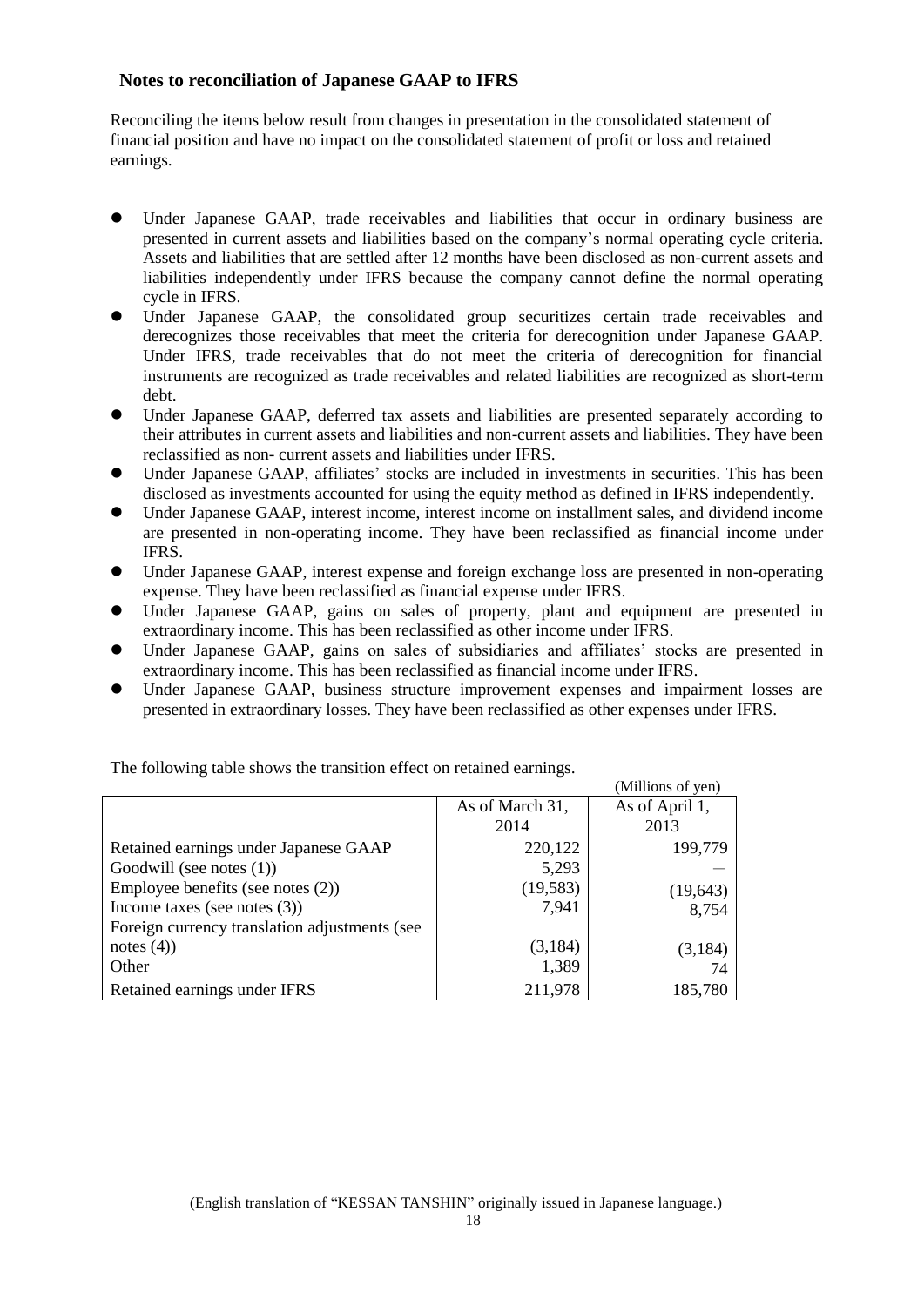### Notes to reconciliation of Japanese GAAP to IFRS

Reconciling the items below result from changes in presentation in the consolidated statement of financial position and have no impact on the consolidated statement of profit or loss and retained earnings.

- Under Japanese GAAP, trade receivables and liabilities that occur in ordinary business are presented in current assets and liabilities based on the company's normal operating cycle criteria. Assets and liabilities that are settled after 12 months have been disclosed as non-current assets and liabilities independently under IFRS because the company cannot define the normal operating cycle in IFRS.
- Under Japanese GAAP, the consolidated group securitizes certain trade receivables and derecognizes those receivables that meet the criteria for derecognition under Japanese GAAP. Under IFRS, trade receivables that do not meet the criteria of derecognition for financial instruments are recognized as trade receivables and related liabilities are recognized as short-term debt.
- Under Japanese GAAP, deferred tax assets and liabilities are presented separately according to their attributes in current assets and liabilities and non-current assets and liabilities. They have been reclassified as non- current assets and liabilities under IFRS.
- Under Japanese GAAP, affiliates' stocks are included in investments in securities. This has been disclosed as investments accounted for using the equity method as defined in IFRS independently.
- Under Japanese GAAP, interest income, interest income on installment sales, and dividend income are presented in non-operating income. They have been reclassified as financial income under IFRS.
- Under Japanese GAAP, interest expense and foreign exchange loss are presented in non-operating expense. They have been reclassified as financial expense under IFRS.
- Under Japanese GAAP, gains on sales of property, plant and equipment are presented in extraordinary income. This has been reclassified as other income under IFRS.
- Under Japanese GAAP, gains on sales of subsidiaries and affiliates' stocks are presented in extraordinary income. This has been reclassified as financial income under IFRS.
- Under Japanese GAAP, business structure improvement expenses and impairment losses are presented in extraordinary losses. They have been reclassified as other expenses under IFRS.

The following table shows the transition effect on retained earnings.

(Millions of yen)

| | As of March 31, 2014 | As of April 1, 2013 |
|---|---|---|
| Retained earnings under Japanese GAAP | 220,122 | 199,779 |
| Goodwill (see notes (1)) | 5,293 | — |
| Employee benefits (see notes (2)) | (19,583) | (19,643) |
| Income taxes (see notes (3)) | 7,941 | 8,754 |
| Foreign currency translation adjustments (see notes (4)) | (3,184) | (3,184) |
| Other | 1,389 | 74 |
| Retained earnings under IFRS | 211,978 | 185,780 |

(English translation of "KESSAN TANSHIN" originally issued in Japanese language.)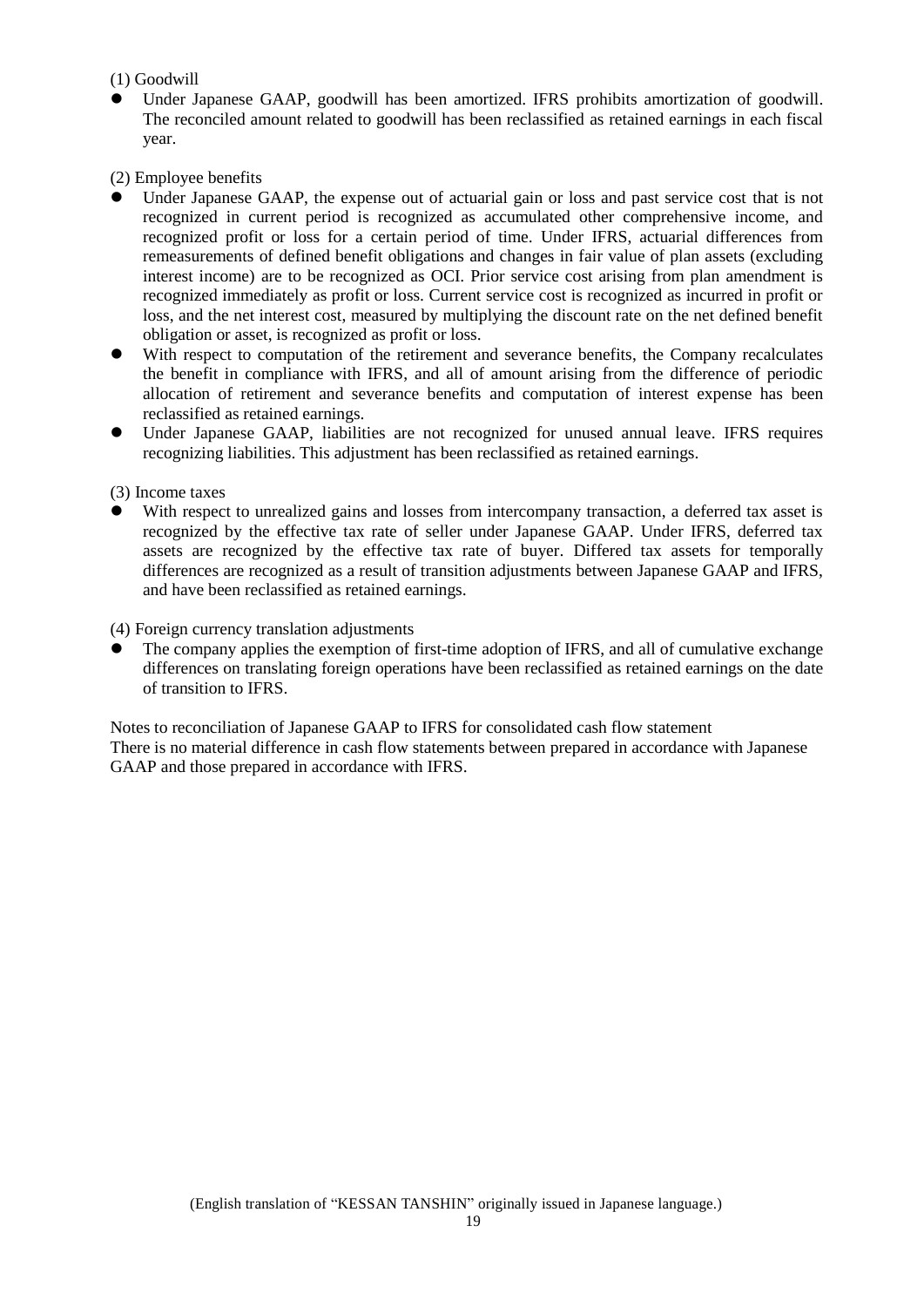(1) Goodwill

- Under Japanese GAAP, goodwill has been amortized. IFRS prohibits amortization of goodwill. The reconciled amount related to goodwill has been reclassified as retained earnings in each fiscal year.

(2) Employee benefits

- Under Japanese GAAP, the expense out of actuarial gain or loss and past service cost that is not recognized in current period is recognized as accumulated other comprehensive income, and recognized profit or loss for a certain period of time. Under IFRS, actuarial differences from remeasurements of defined benefit obligations and changes in fair value of plan assets (excluding interest income) are to be recognized as OCI. Prior service cost arising from plan amendment is recognized immediately as profit or loss. Current service cost is recognized as incurred in profit or loss, and the net interest cost, measured by multiplying the discount rate on the net defined benefit obligation or asset, is recognized as profit or loss.
- With respect to computation of the retirement and severance benefits, the Company recalculates the benefit in compliance with IFRS, and all of amount arising from the difference of periodic allocation of retirement and severance benefits and computation of interest expense has been reclassified as retained earnings.
- Under Japanese GAAP, liabilities are not recognized for unused annual leave. IFRS requires recognizing liabilities. This adjustment has been reclassified as retained earnings.

(3) Income taxes

- With respect to unrealized gains and losses from intercompany transaction, a deferred tax asset is recognized by the effective tax rate of seller under Japanese GAAP. Under IFRS, deferred tax assets are recognized by the effective tax rate of buyer. Differed tax assets for temporally differences are recognized as a result of transition adjustments between Japanese GAAP and IFRS, and have been reclassified as retained earnings.

(4) Foreign currency translation adjustments

- The company applies the exemption of first-time adoption of IFRS, and all of cumulative exchange differences on translating foreign operations have been reclassified as retained earnings on the date of transition to IFRS.

Notes to reconciliation of Japanese GAAP to IFRS for consolidated cash flow statement
There is no material difference in cash flow statements between prepared in accordance with Japanese GAAP and those prepared in accordance with IFRS.